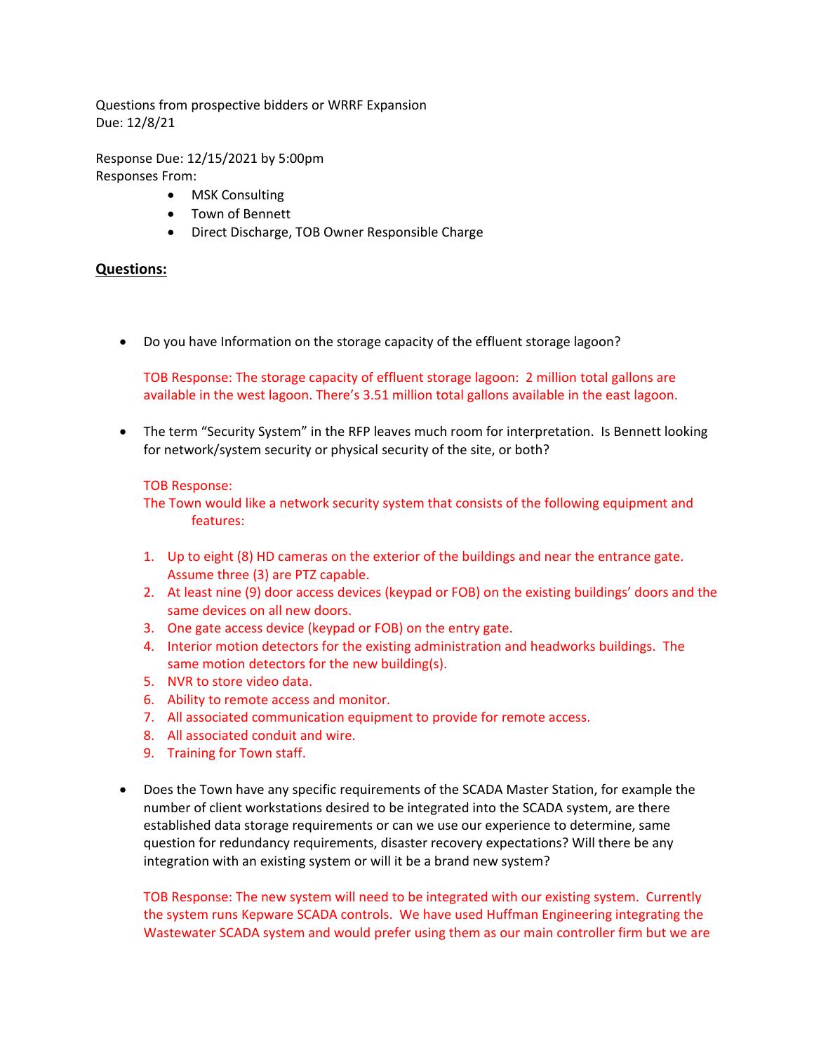Questions from prospective bidders or WRRF Expansion
Due: 12/8/21

Response Due: 12/15/2021 by 5:00pm
Responses From:

- MSK Consulting
- Town of Bennett
- Direct Discharge, TOB Owner Responsible Charge

**Questions:**

- Do you have Information on the storage capacity of the effluent storage lagoon?

  TOB Response: The storage capacity of effluent storage lagoon: 2 million total gallons are available in the west lagoon. There's 3.51 million total gallons available in the east lagoon.

- The term "Security System" in the RFP leaves much room for interpretation. Is Bennett looking for network/system security or physical security of the site, or both?

  TOB Response:
  The Town would like a network security system that consists of the following equipment and features:

  1. Up to eight (8) HD cameras on the exterior of the buildings and near the entrance gate. Assume three (3) are PTZ capable.
  2. At least nine (9) door access devices (keypad or FOB) on the existing buildings' doors and the same devices on all new doors.
  3. One gate access device (keypad or FOB) on the entry gate.
  4. Interior motion detectors for the existing administration and headworks buildings. The same motion detectors for the new building(s).
  5. NVR to store video data.
  6. Ability to remote access and monitor.
  7. All associated communication equipment to provide for remote access.
  8. All associated conduit and wire.
  9. Training for Town staff.

- Does the Town have any specific requirements of the SCADA Master Station, for example the number of client workstations desired to be integrated into the SCADA system, are there established data storage requirements or can we use our experience to determine, same question for redundancy requirements, disaster recovery expectations? Will there be any integration with an existing system or will it be a brand new system?

  TOB Response: The new system will need to be integrated with our existing system. Currently the system runs Kepware SCADA controls. We have used Huffman Engineering integrating the Wastewater SCADA system and would prefer using them as our main controller firm but we are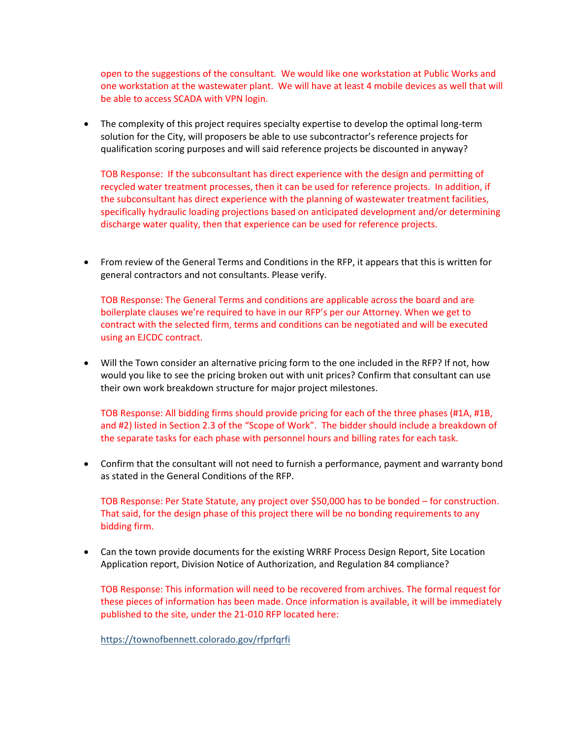open to the suggestions of the consultant. We would like one workstation at Public Works and one workstation at the wastewater plant. We will have at least 4 mobile devices as well that will be able to access SCADA with VPN login.

- The complexity of this project requires specialty expertise to develop the optimal long-term solution for the City, will proposers be able to use subcontractor's reference projects for qualification scoring purposes and will said reference projects be discounted in anyway?

  TOB Response: If the subconsultant has direct experience with the design and permitting of recycled water treatment processes, then it can be used for reference projects. In addition, if the subconsultant has direct experience with the planning of wastewater treatment facilities, specifically hydraulic loading projections based on anticipated development and/or determining discharge water quality, then that experience can be used for reference projects.

- From review of the General Terms and Conditions in the RFP, it appears that this is written for general contractors and not consultants. Please verify.

  TOB Response: The General Terms and conditions are applicable across the board and are boilerplate clauses we're required to have in our RFP's per our Attorney. When we get to contract with the selected firm, terms and conditions can be negotiated and will be executed using an EJCDC contract.

- Will the Town consider an alternative pricing form to the one included in the RFP? If not, how would you like to see the pricing broken out with unit prices? Confirm that consultant can use their own work breakdown structure for major project milestones.

  TOB Response: All bidding firms should provide pricing for each of the three phases (#1A, #1B, and #2) listed in Section 2.3 of the "Scope of Work". The bidder should include a breakdown of the separate tasks for each phase with personnel hours and billing rates for each task.

- Confirm that the consultant will not need to furnish a performance, payment and warranty bond as stated in the General Conditions of the RFP.

  TOB Response: Per State Statute, any project over $50,000 has to be bonded – for construction. That said, for the design phase of this project there will be no bonding requirements to any bidding firm.

- Can the town provide documents for the existing WRRF Process Design Report, Site Location Application report, Division Notice of Authorization, and Regulation 84 compliance?

  TOB Response: This information will need to be recovered from archives. The formal request for these pieces of information has been made. Once information is available, it will be immediately published to the site, under the 21-010 RFP located here:

  https://townofbennett.colorado.gov/rfprfqrfi